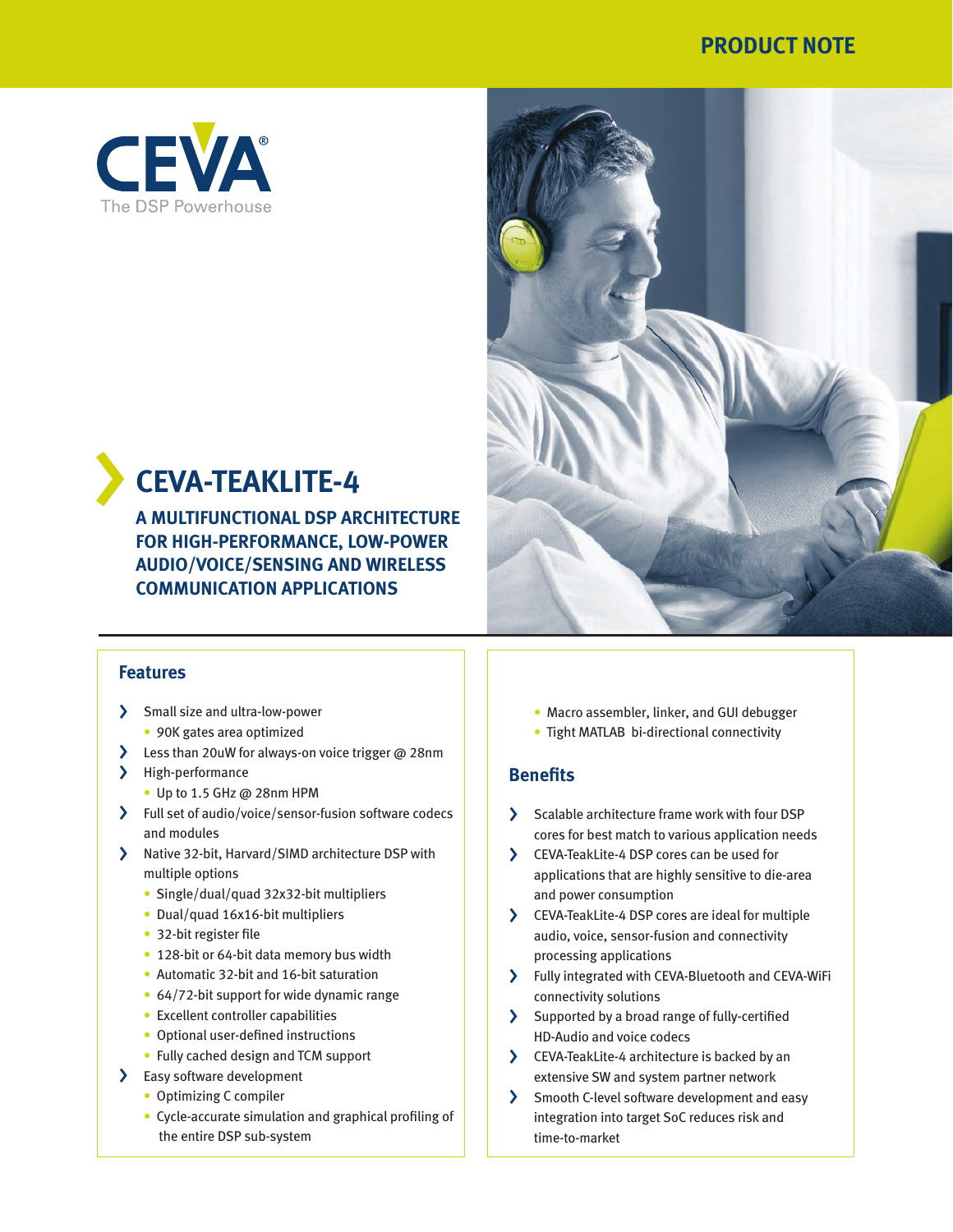PRODUCT NOTE

CEVA®
The DSP Powerhouse

# CEVA-TEAKLITE-4

**A MULTIFUNCTIONAL DSP ARCHITECTURE FOR HIGH-PERFORMANCE, LOW-POWER AUDIO/VOICE/SENSING AND WIRELESS COMMUNICATION APPLICATIONS**

## Features

- Small size and ultra-low-power
  - 90K gates area optimized
- Less than 20uW for always-on voice trigger @ 28nm
- High-performance
  - Up to 1.5 GHz @ 28nm HPM
- Full set of audio/voice/sensor-fusion software codecs and modules
- Native 32-bit, Harvard/SIMD architecture DSP with multiple options
  - Single/dual/quad 32x32-bit multipliers
  - Dual/quad 16x16-bit multipliers
  - 32-bit register file
  - 128-bit or 64-bit data memory bus width
  - Automatic 32-bit and 16-bit saturation
  - 64/72-bit support for wide dynamic range
  - Excellent controller capabilities
  - Optional user-defined instructions
  - Fully cached design and TCM support
- Easy software development
  - Optimizing C compiler
  - Cycle-accurate simulation and graphical profiling of the entire DSP sub-system
  - Macro assembler, linker, and GUI debugger
  - Tight MATLAB bi-directional connectivity

## Benefits

- Scalable architecture frame work with four DSP cores for best match to various application needs
- CEVA-TeakLite-4 DSP cores can be used for applications that are highly sensitive to die-area and power consumption
- CEVA-TeakLite-4 DSP cores are ideal for multiple audio, voice, sensor-fusion and connectivity processing applications
- Fully integrated with CEVA-Bluetooth and CEVA-WiFi connectivity solutions
- Supported by a broad range of fully-certified HD-Audio and voice codecs
- CEVA-TeakLite-4 architecture is backed by an extensive SW and system partner network
- Smooth C-level software development and easy integration into target SoC reduces risk and time-to-market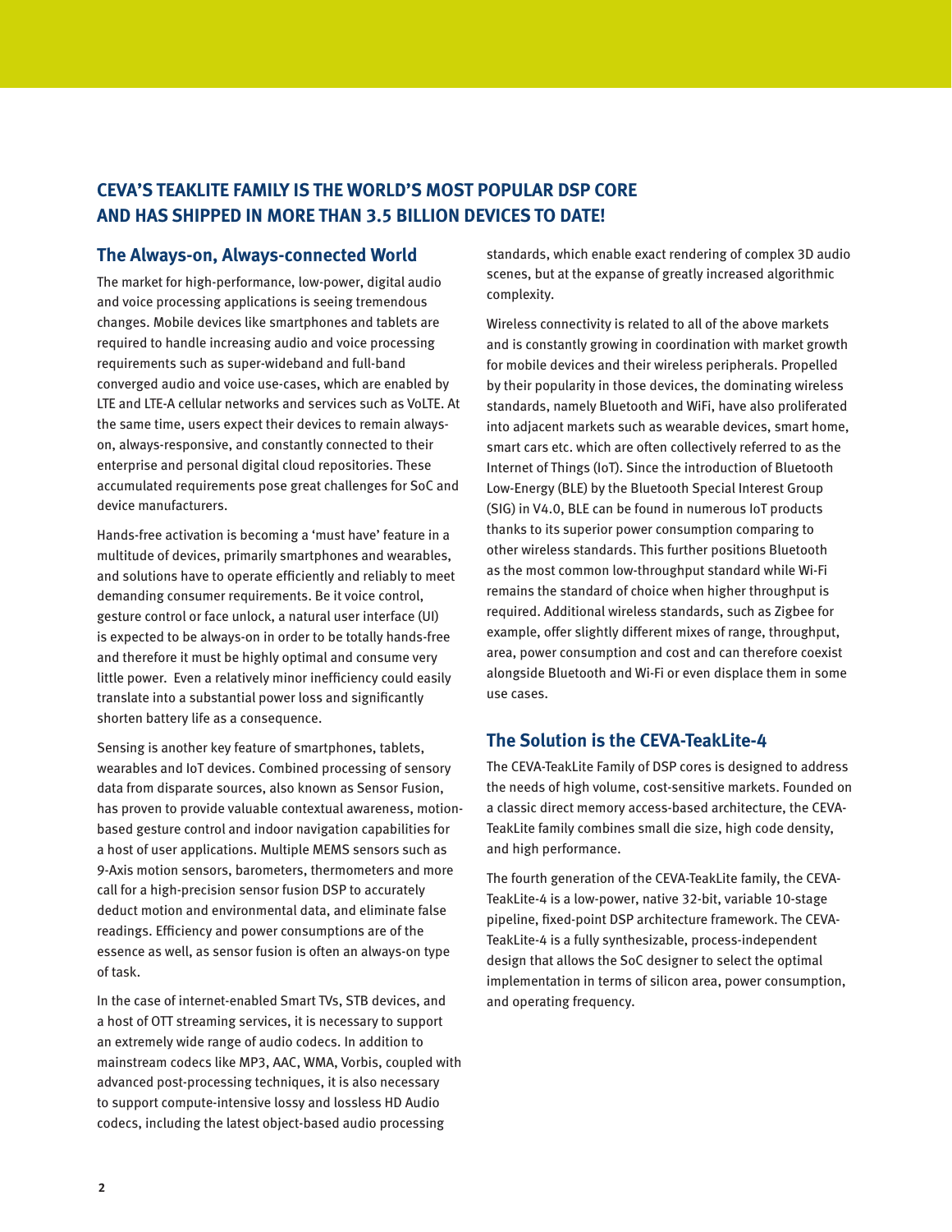## CEVA'S TEAKLITE FAMILY IS THE WORLD'S MOST POPULAR DSP CORE AND HAS SHIPPED IN MORE THAN 3.5 BILLION DEVICES TO DATE!

### The Always-on, Always-connected World

The market for high-performance, low-power, digital audio and voice processing applications is seeing tremendous changes. Mobile devices like smartphones and tablets are required to handle increasing audio and voice processing requirements such as super-wideband and full-band converged audio and voice use-cases, which are enabled by LTE and LTE-A cellular networks and services such as VoLTE. At the same time, users expect their devices to remain always-on, always-responsive, and constantly connected to their enterprise and personal digital cloud repositories. These accumulated requirements pose great challenges for SoC and device manufacturers.

Hands-free activation is becoming a 'must have' feature in a multitude of devices, primarily smartphones and wearables, and solutions have to operate efficiently and reliably to meet demanding consumer requirements. Be it voice control, gesture control or face unlock, a natural user interface (UI) is expected to be always-on in order to be totally hands-free and therefore it must be highly optimal and consume very little power. Even a relatively minor inefficiency could easily translate into a substantial power loss and significantly shorten battery life as a consequence.

Sensing is another key feature of smartphones, tablets, wearables and IoT devices. Combined processing of sensory data from disparate sources, also known as Sensor Fusion, has proven to provide valuable contextual awareness, motion-based gesture control and indoor navigation capabilities for a host of user applications. Multiple MEMS sensors such as 9-Axis motion sensors, barometers, thermometers and more call for a high-precision sensor fusion DSP to accurately deduct motion and environmental data, and eliminate false readings. Efficiency and power consumptions are of the essence as well, as sensor fusion is often an always-on type of task.

In the case of internet-enabled Smart TVs, STB devices, and a host of OTT streaming services, it is necessary to support an extremely wide range of audio codecs. In addition to mainstream codecs like MP3, AAC, WMA, Vorbis, coupled with advanced post-processing techniques, it is also necessary to support compute-intensive lossy and lossless HD Audio codecs, including the latest object-based audio processing standards, which enable exact rendering of complex 3D audio scenes, but at the expanse of greatly increased algorithmic complexity.

Wireless connectivity is related to all of the above markets and is constantly growing in coordination with market growth for mobile devices and their wireless peripherals. Propelled by their popularity in those devices, the dominating wireless standards, namely Bluetooth and WiFi, have also proliferated into adjacent markets such as wearable devices, smart home, smart cars etc. which are often collectively referred to as the Internet of Things (IoT). Since the introduction of Bluetooth Low-Energy (BLE) by the Bluetooth Special Interest Group (SIG) in V4.0, BLE can be found in numerous IoT products thanks to its superior power consumption comparing to other wireless standards. This further positions Bluetooth as the most common low-throughput standard while Wi-Fi remains the standard of choice when higher throughput is required. Additional wireless standards, such as Zigbee for example, offer slightly different mixes of range, throughput, area, power consumption and cost and can therefore coexist alongside Bluetooth and Wi-Fi or even displace them in some use cases.

### The Solution is the CEVA-TeakLite-4

The CEVA-TeakLite Family of DSP cores is designed to address the needs of high volume, cost-sensitive markets. Founded on a classic direct memory access-based architecture, the CEVA-TeakLite family combines small die size, high code density, and high performance.

The fourth generation of the CEVA-TeakLite family, the CEVA-TeakLite-4 is a low-power, native 32-bit, variable 10-stage pipeline, fixed-point DSP architecture framework. The CEVA-TeakLite-4 is a fully synthesizable, process-independent design that allows the SoC designer to select the optimal implementation in terms of silicon area, power consumption, and operating frequency.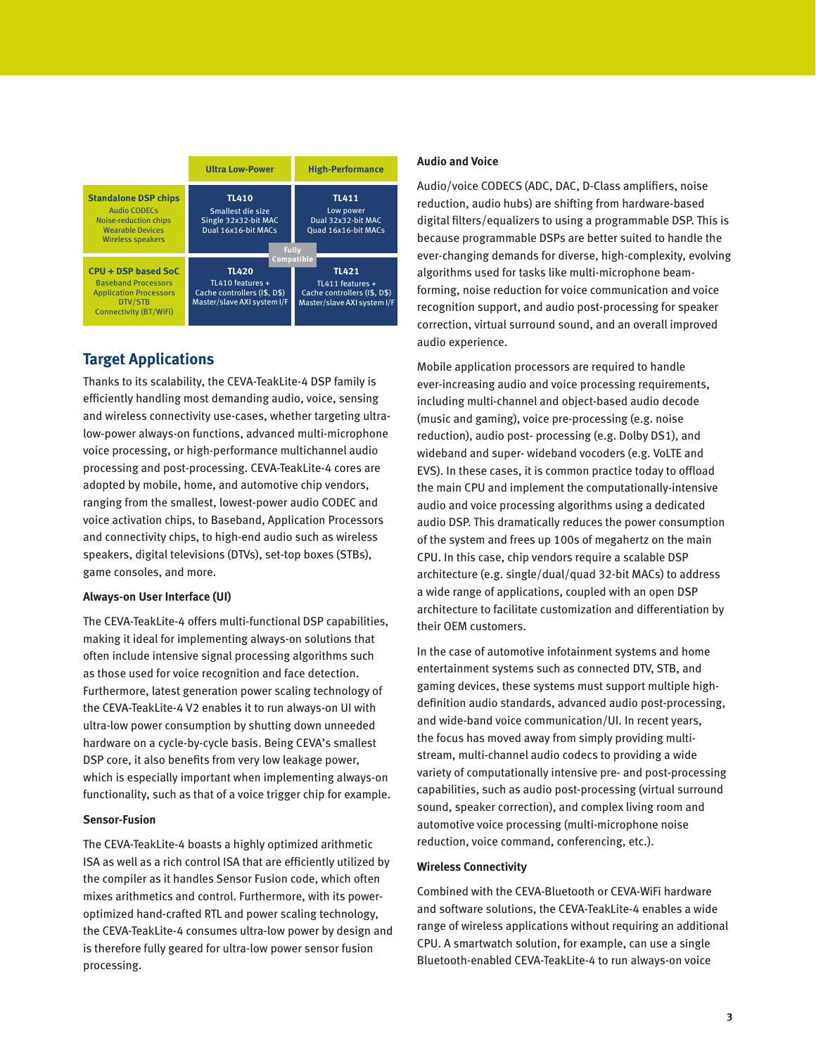| | Ultra Low-Power | High-Performance |
|---|---|---|
| **Standalone DSP chips** Audio CODECs Noise-reduction chips Wearable Devices Wireless speakers | **TL410** Smallest die size Single 32x32-bit MAC Dual 16x16-bit MACs | **TL411** Low power Dual 32x32-bit MAC Quad 16x16-bit MACs |
| **CPU + DSP based SoC** Baseband Processors Application Processors DTV/STB Connectivity (BT/WiFi) | **TL420** TL410 features + Cache controllers (I$, D$) Master/slave AXI system I/F | **TL421** TL411 features + Cache controllers (I$, D$) Master/slave AXI system I/F |

Fully Compatible

## Target Applications

Thanks to its scalability, the CEVA-TeakLite-4 DSP family is efficiently handling most demanding audio, voice, sensing and wireless connectivity use-cases, whether targeting ultra-low-power always-on functions, advanced multi-microphone voice processing, or high-performance multichannel audio processing and post-processing. CEVA-TeakLite-4 cores are adopted by mobile, home, and automotive chip vendors, ranging from the smallest, lowest-power audio CODEC and voice activation chips, to Baseband, Application Processors and connectivity chips, to high-end audio such as wireless speakers, digital televisions (DTVs), set-top boxes (STBs), game consoles, and more.

### Always-on User Interface (UI)

The CEVA-TeakLite-4 offers multi-functional DSP capabilities, making it ideal for implementing always-on solutions that often include intensive signal processing algorithms such as those used for voice recognition and face detection. Furthermore, latest generation power scaling technology of the CEVA-TeakLite-4 V2 enables it to run always-on UI with ultra-low power consumption by shutting down unneeded hardware on a cycle-by-cycle basis. Being CEVA's smallest DSP core, it also benefits from very low leakage power, which is especially important when implementing always-on functionality, such as that of a voice trigger chip for example.

### Sensor-Fusion

The CEVA-TeakLite-4 boasts a highly optimized arithmetic ISA as well as a rich control ISA that are efficiently utilized by the compiler as it handles Sensor Fusion code, which often mixes arithmetics and control. Furthermore, with its power-optimized hand-crafted RTL and power scaling technology, the CEVA-TeakLite-4 consumes ultra-low power by design and is therefore fully geared for ultra-low power sensor fusion processing.

### Audio and Voice

Audio/voice CODECS (ADC, DAC, D-Class amplifiers, noise reduction, audio hubs) are shifting from hardware-based digital filters/equalizers to using a programmable DSP. This is because programmable DSPs are better suited to handle the ever-changing demands for diverse, high-complexity, evolving algorithms used for tasks like multi-microphone beam-forming, noise reduction for voice communication and voice recognition support, and audio post-processing for speaker correction, virtual surround sound, and an overall improved audio experience.

Mobile application processors are required to handle ever-increasing audio and voice processing requirements, including multi-channel and object-based audio decode (music and gaming), voice pre-processing (e.g. noise reduction), audio post- processing (e.g. Dolby DS1), and wideband and super- wideband vocoders (e.g. VoLTE and EVS). In these cases, it is common practice today to offload the main CPU and implement the computationally-intensive audio and voice processing algorithms using a dedicated audio DSP. This dramatically reduces the power consumption of the system and frees up 100s of megahertz on the main CPU. In this case, chip vendors require a scalable DSP architecture (e.g. single/dual/quad 32-bit MACs) to address a wide range of applications, coupled with an open DSP architecture to facilitate customization and differentiation by their OEM customers.

In the case of automotive infotainment systems and home entertainment systems such as connected DTV, STB, and gaming devices, these systems must support multiple high-definition audio standards, advanced audio post-processing, and wide-band voice communication/UI. In recent years, the focus has moved away from simply providing multi-stream, multi-channel audio codecs to providing a wide variety of computationally intensive pre- and post-processing capabilities, such as audio post-processing (virtual surround sound, speaker correction), and complex living room and automotive voice processing (multi-microphone noise reduction, voice command, conferencing, etc.).

### Wireless Connectivity

Combined with the CEVA-Bluetooth or CEVA-WiFi hardware and software solutions, the CEVA-TeakLite-4 enables a wide range of wireless applications without requiring an additional CPU. A smartwatch solution, for example, can use a single Bluetooth-enabled CEVA-TeakLite-4 to run always-on voice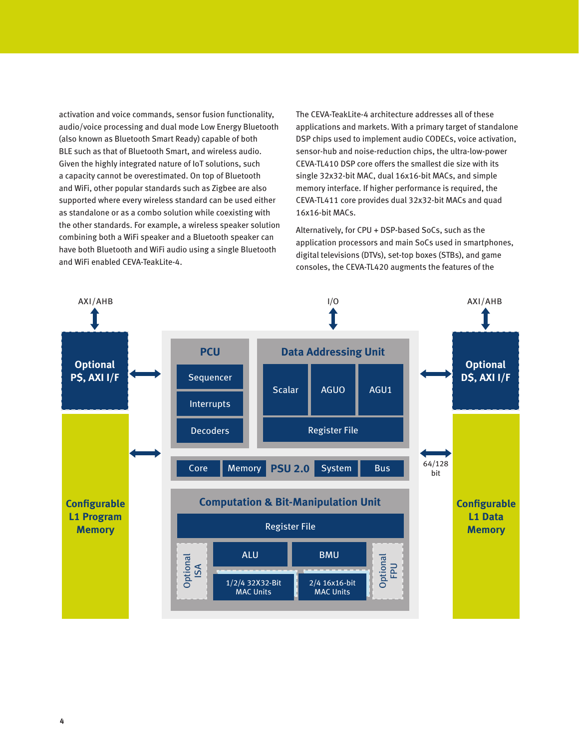activation and voice commands, sensor fusion functionality, audio/voice processing and dual mode Low Energy Bluetooth (also known as Bluetooth Smart Ready) capable of both BLE such as that of Bluetooth Smart, and wireless audio. Given the highly integrated nature of IoT solutions, such a capacity cannot be overestimated. On top of Bluetooth and WiFi, other popular standards such as Zigbee are also supported where every wireless standard can be used either as standalone or as a combo solution while coexisting with the other standards. For example, a wireless speaker solution combining both a WiFi speaker and a Bluetooth speaker can have both Bluetooth and WiFi audio using a single Bluetooth and WiFi enabled CEVA-TeakLite-4.

The CEVA-TeakLite-4 architecture addresses all of these applications and markets. With a primary target of standalone DSP chips used to implement audio CODECs, voice activation, sensor-hub and noise-reduction chips, the ultra-low-power CEVA-TL410 DSP core offers the smallest die size with its single 32x32-bit MAC, dual 16x16-bit MACs, and simple memory interface. If higher performance is required, the CEVA-TL411 core provides dual 32x32-bit MACs and quad 16x16-bit MACs.

Alternatively, for CPU + DSP-based SoCs, such as the application processors and main SoCs used in smartphones, digital televisions (DTVs), set-top boxes (STBs), and game consoles, the CEVA-TL420 augments the features of the

AXI/AHB | I/O | AXI/AHB

Optional P$, AXI I/F

Configurable L1 Program Memory

PCU: Sequencer, Interrupts, Decoders

Data Addressing Unit: Scalar, AGUO, AGU1, Register File

PSU 2.0: Core, Memory, System, Bus

Computation & Bit-Manipulation Unit: Register File, Optional ISA, ALU, BMU, Optional FPU, 1/2/4 32X32-Bit MAC Units, 2/4 16x16-bit MAC Units

Optional D$, AXI I/F

64/128 bit

Configurable L1 Data Memory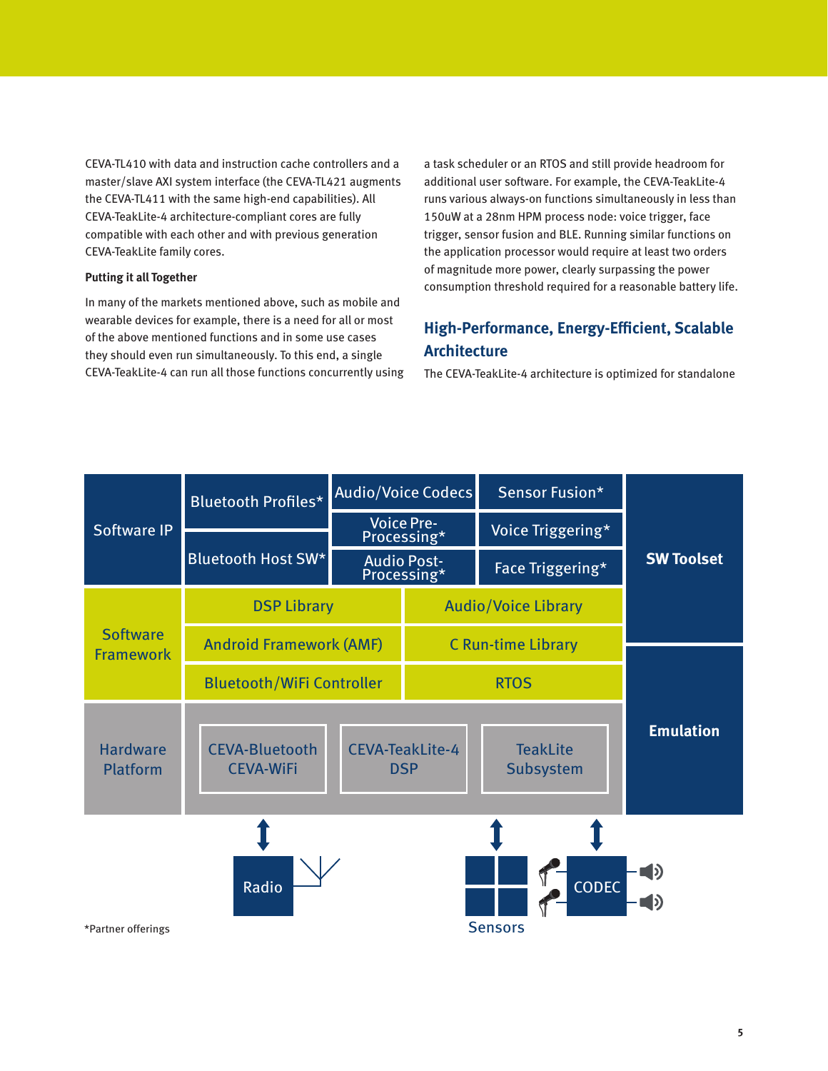CEVA-TL410 with data and instruction cache controllers and a master/slave AXI system interface (the CEVA-TL421 augments the CEVA-TL411 with the same high-end capabilities). All CEVA-TeakLite-4 architecture-compliant cores are fully compatible with each other and with previous generation CEVA-TeakLite family cores.

**Putting it all Together**

In many of the markets mentioned above, such as mobile and wearable devices for example, there is a need for all or most of the above mentioned functions and in some use cases they should even run simultaneously. To this end, a single CEVA-TeakLite-4 can run all those functions concurrently using a task scheduler or an RTOS and still provide headroom for additional user software. For example, the CEVA-TeakLite-4 runs various always-on functions simultaneously in less than 150uW at a 28nm HPM process node: voice trigger, face trigger, sensor fusion and BLE. Running similar functions on the application processor would require at least two orders of magnitude more power, clearly surpassing the power consumption threshold required for a reasonable battery life.

## High-Performance, Energy-Efficient, Scalable Architecture

The CEVA-TeakLite-4 architecture is optimized for standalone

| | | | | |
|---|---|---|---|---|
| Software IP | Bluetooth Profiles* | Audio/Voice Codecs | Sensor Fusion* | SW Toolset |
| | | Voice Pre-Processing* | Voice Triggering* | |
| | Bluetooth Host SW* | Audio Post-Processing* | Face Triggering* | |
| Software Framework | DSP Library | | Audio/Voice Library | |
| | Android Framework (AMF) | | C Run-time Library | Emulation |
| | Bluetooth/WiFi Controller | | RTOS | |
| Hardware Platform | CEVA-Bluetooth CEVA-WiFi | CEVA-TeakLite-4 DSP | TeakLite Subsystem | |

Radio — Sensors — CODEC

*Partner offerings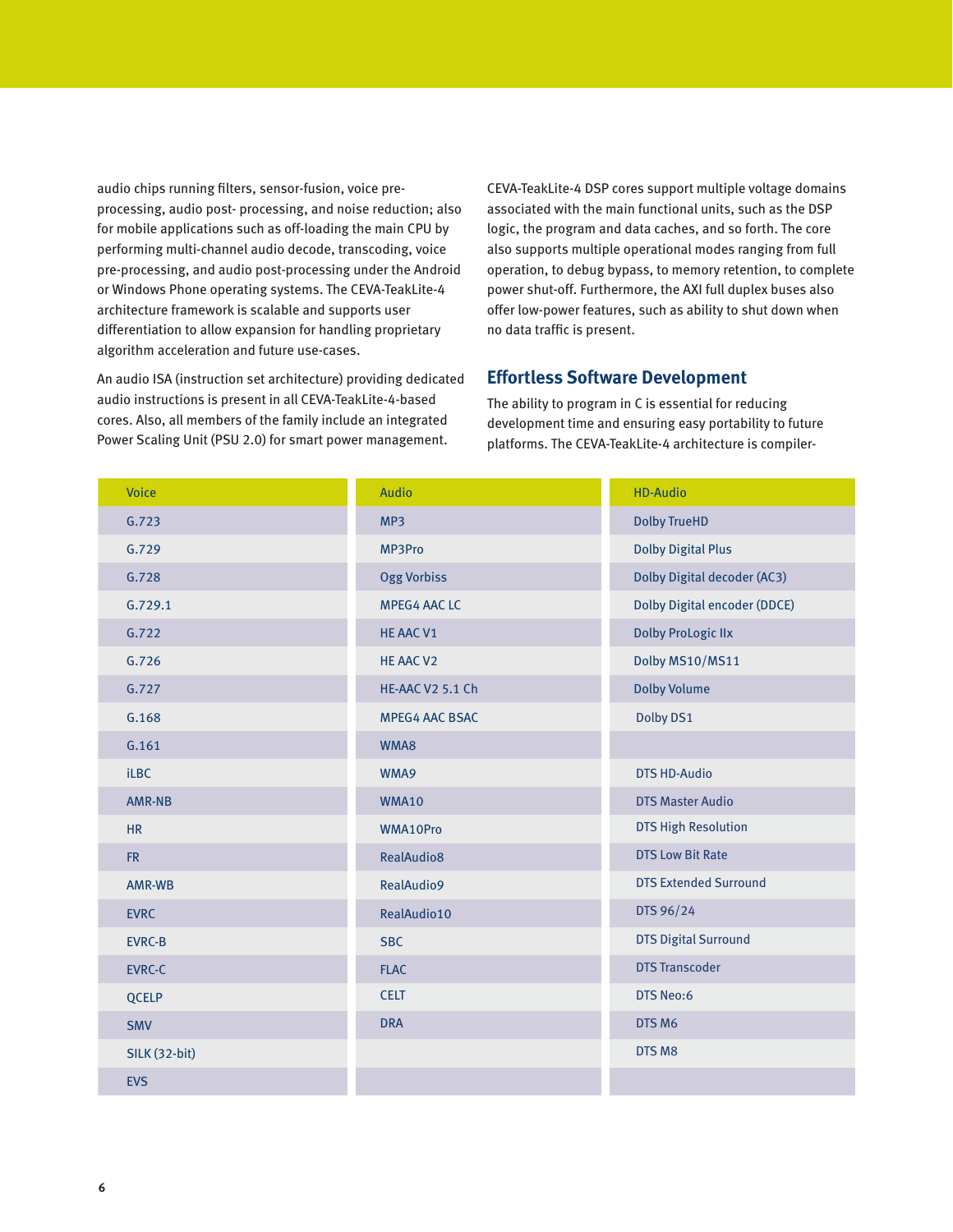audio chips running filters, sensor-fusion, voice pre-processing, audio post- processing, and noise reduction; also for mobile applications such as off-loading the main CPU by performing multi-channel audio decode, transcoding, voice pre-processing, and audio post-processing under the Android or Windows Phone operating systems. The CEVA-TeakLite-4 architecture framework is scalable and supports user differentiation to allow expansion for handling proprietary algorithm acceleration and future use-cases.

An audio ISA (instruction set architecture) providing dedicated audio instructions is present in all CEVA-TeakLite-4-based cores. Also, all members of the family include an integrated Power Scaling Unit (PSU 2.0) for smart power management.

CEVA-TeakLite-4 DSP cores support multiple voltage domains associated with the main functional units, such as the DSP logic, the program and data caches, and so forth. The core also supports multiple operational modes ranging from full operation, to debug bypass, to memory retention, to complete power shut-off. Furthermore, the AXI full duplex buses also offer low-power features, such as ability to shut down when no data traffic is present.

## Effortless Software Development

The ability to program in C is essential for reducing development time and ensuring easy portability to future platforms. The CEVA-TeakLite-4 architecture is compiler-

| Voice | Audio | HD-Audio |
|---|---|---|
| G.723 | MP3 | Dolby TrueHD |
| G.729 | MP3Pro | Dolby Digital Plus |
| G.728 | Ogg Vorbiss | Dolby Digital decoder (AC3) |
| G.729.1 | MPEG4 AAC LC | Dolby Digital encoder (DDCE) |
| G.722 | HE AAC V1 | Dolby ProLogic IIx |
| G.726 | HE AAC V2 | Dolby MS10/MS11 |
| G.727 | HE-AAC V2 5.1 Ch | Dolby Volume |
| G.168 | MPEG4 AAC BSAC | Dolby DS1 |
| G.161 | WMA8 | |
| iLBC | WMA9 | DTS HD-Audio |
| AMR-NB | WMA10 | DTS Master Audio |
| HR | WMA10Pro | DTS High Resolution |
| FR | RealAudio8 | DTS Low Bit Rate |
| AMR-WB | RealAudio9 | DTS Extended Surround |
| EVRC | RealAudio10 | DTS 96/24 |
| EVRC-B | SBC | DTS Digital Surround |
| EVRC-C | FLAC | DTS Transcoder |
| QCELP | CELT | DTS Neo:6 |
| SMV | DRA | DTS M6 |
| SILK (32-bit) | | DTS M8 |
| EVS | | |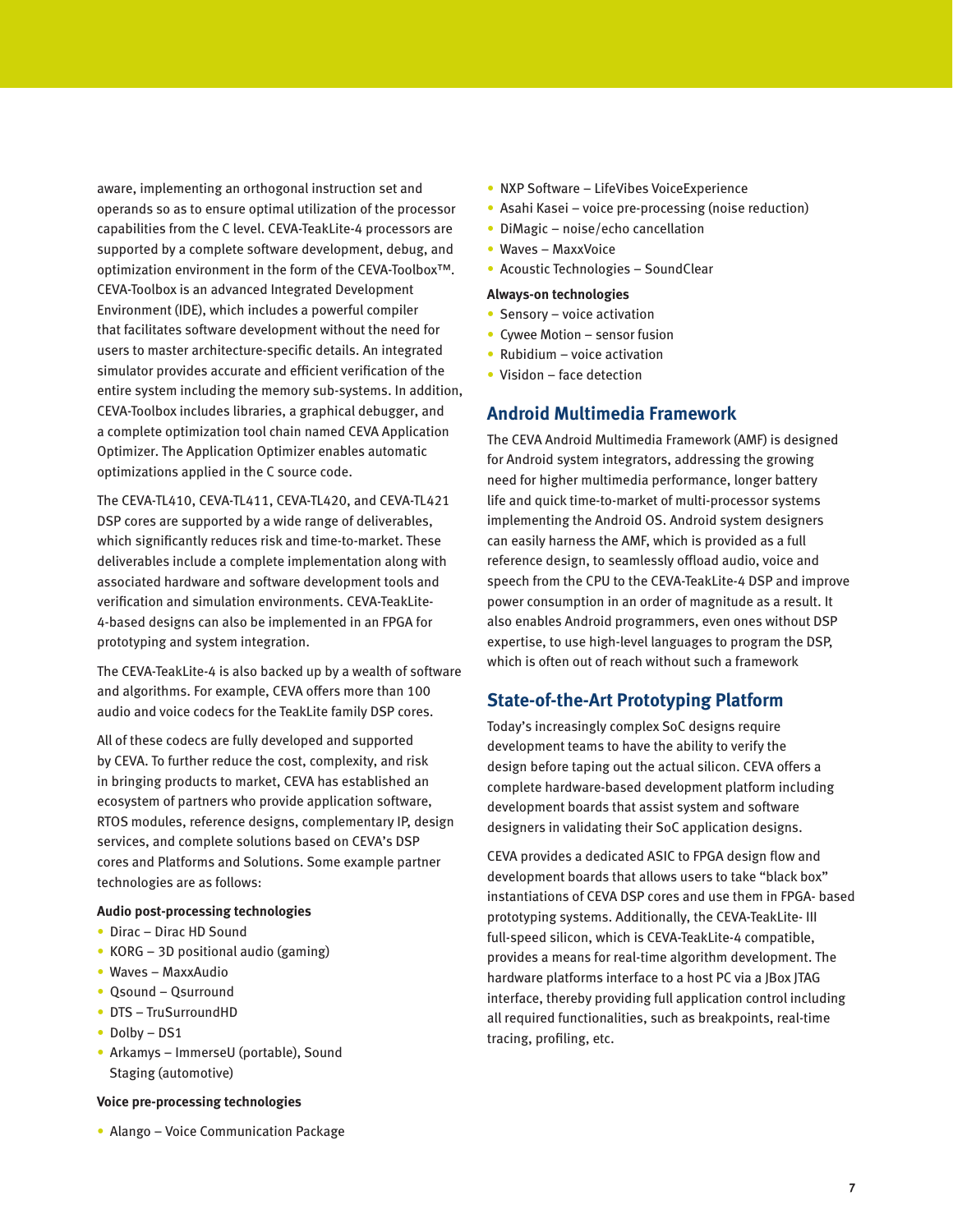aware, implementing an orthogonal instruction set and operands so as to ensure optimal utilization of the processor capabilities from the C level. CEVA-TeakLite-4 processors are supported by a complete software development, debug, and optimization environment in the form of the CEVA-Toolbox™. CEVA-Toolbox is an advanced Integrated Development Environment (IDE), which includes a powerful compiler that facilitates software development without the need for users to master architecture-specific details. An integrated simulator provides accurate and efficient verification of the entire system including the memory sub-systems. In addition, CEVA-Toolbox includes libraries, a graphical debugger, and a complete optimization tool chain named CEVA Application Optimizer. The Application Optimizer enables automatic optimizations applied in the C source code.

The CEVA-TL410, CEVA-TL411, CEVA-TL420, and CEVA-TL421 DSP cores are supported by a wide range of deliverables, which significantly reduces risk and time-to-market. These deliverables include a complete implementation along with associated hardware and software development tools and verification and simulation environments. CEVA-TeakLite-4-based designs can also be implemented in an FPGA for prototyping and system integration.

The CEVA-TeakLite-4 is also backed up by a wealth of software and algorithms. For example, CEVA offers more than 100 audio and voice codecs for the TeakLite family DSP cores.

All of these codecs are fully developed and supported by CEVA. To further reduce the cost, complexity, and risk in bringing products to market, CEVA has established an ecosystem of partners who provide application software, RTOS modules, reference designs, complementary IP, design services, and complete solutions based on CEVA's DSP cores and Platforms and Solutions. Some example partner technologies are as follows:

**Audio post-processing technologies**

- Dirac – Dirac HD Sound
- KORG – 3D positional audio (gaming)
- Waves – MaxxAudio
- Qsound – Qsurround
- DTS – TruSurroundHD
- Dolby – DS1
- Arkamys – ImmerseU (portable), Sound Staging (automotive)

**Voice pre-processing technologies**

- Alango – Voice Communication Package
- NXP Software – LifeVibes VoiceExperience
- Asahi Kasei – voice pre-processing (noise reduction)
- DiMagic – noise/echo cancellation
- Waves – MaxxVoice
- Acoustic Technologies – SoundClear

**Always-on technologies**

- Sensory – voice activation
- Cywee Motion – sensor fusion
- Rubidium – voice activation
- Visidon – face detection

## Android Multimedia Framework

The CEVA Android Multimedia Framework (AMF) is designed for Android system integrators, addressing the growing need for higher multimedia performance, longer battery life and quick time-to-market of multi-processor systems implementing the Android OS. Android system designers can easily harness the AMF, which is provided as a full reference design, to seamlessly offload audio, voice and speech from the CPU to the CEVA-TeakLite-4 DSP and improve power consumption in an order of magnitude as a result. It also enables Android programmers, even ones without DSP expertise, to use high-level languages to program the DSP, which is often out of reach without such a framework

## State-of-the-Art Prototyping Platform

Today's increasingly complex SoC designs require development teams to have the ability to verify the design before taping out the actual silicon. CEVA offers a complete hardware-based development platform including development boards that assist system and software designers in validating their SoC application designs.

CEVA provides a dedicated ASIC to FPGA design flow and development boards that allows users to take "black box" instantiations of CEVA DSP cores and use them in FPGA- based prototyping systems. Additionally, the CEVA-TeakLite- III full-speed silicon, which is CEVA-TeakLite-4 compatible, provides a means for real-time algorithm development. The hardware platforms interface to a host PC via a JBox JTAG interface, thereby providing full application control including all required functionalities, such as breakpoints, real-time tracing, profiling, etc.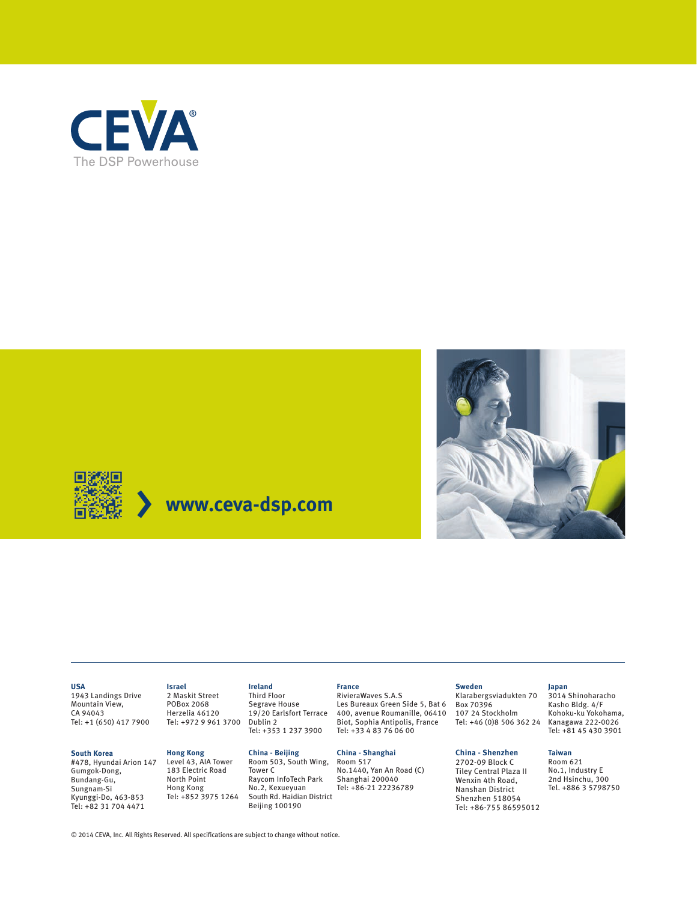CEVA®

The DSP Powerhouse

www.ceva-dsp.com

**USA**
1943 Landings Drive
Mountain View,
CA 94043
Tel: +1 (650) 417 7900

**Israel**
2 Maskit Street
POBox 2068
Herzelia 46120
Tel: +972 9 961 3700

**Ireland**
Third Floor
Segrave House
19/20 Earlsfort Terrace
Dublin 2
Tel: +353 1 237 3900

**France**
RivieraWaves S.A.S
Les Bureaux Green Side 5, Bat 6
400, avenue Roumanille, 06410
Biot, Sophia Antipolis, France
Tel: +33 4 83 76 06 00

**Sweden**
Klarabergsviadukten 70
Box 70396
107 24 Stockholm
Tel: +46 (0)8 506 362 24

**Japan**
3014 Shinoharacho
Kasho Bldg. 4/F
Kohoku-ku Yokohama,
Kanagawa 222-0026
Tel: +81 45 430 3901

**South Korea**
#478, Hyundai Arion 147
Gumgok-Dong,
Bundang-Gu,
Sungnam-Si
Kyunggi-Do, 463-853
Tel: +82 31 704 4471

**Hong Kong**
Level 43, AIA Tower
183 Electric Road
North Point
Hong Kong
Tel: +852 3975 1264

**China - Beijing**
Room 503, South Wing,
Tower C
Raycom InfoTech Park
No.2, Kexueyuan
South Rd. Haidian District
Beijing 100190

**China - Shanghai**
Room 517
No.1440, Yan An Road (C)
Shanghai 200040
Tel: +86-21 22236789

**China - Shenzhen**
2702-09 Block C
Tiley Central Plaza II
Wenxin 4th Road,
Nanshan District
Shenzhen 518054
Tel: +86-755 86595012

**Taiwan**
Room 621
No.1, Industry E
2nd Hsinchu, 300
Tel. +886 3 5798750

© 2014 CEVA, Inc. All Rights Reserved. All specifications are subject to change without notice.